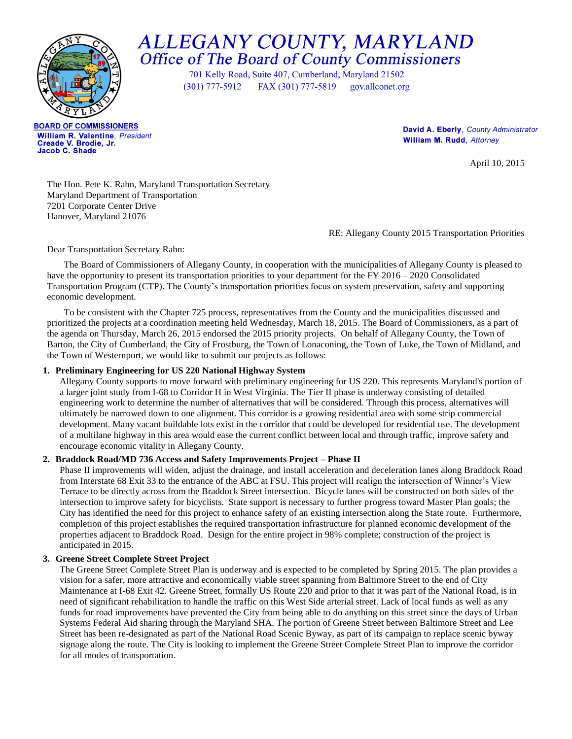# ALLEGANY COUNTY, MARYLAND

## Office of The Board of County Commissioners

701 Kelly Road, Suite 407, Cumberland, Maryland 21502
(301) 777-5912 FAX (301) 777-5819 gov.allconet.org

**BOARD OF COMMISSIONERS**
**William R. Valentine**, *President*
**Creade V. Brodie, Jr.**
**Jacob C. Shade**

**David A. Eberly**, *County Administrator*
**William M. Rudd**, *Attorney*

April 10, 2015

The Hon. Pete K. Rahn, Maryland Transportation Secretary
Maryland Department of Transportation
7201 Corporate Center Drive
Hanover, Maryland 21076

RE: Allegany County 2015 Transportation Priorities

Dear Transportation Secretary Rahn:

The Board of Commissioners of Allegany County, in cooperation with the municipalities of Allegany County is pleased to have the opportunity to present its transportation priorities to your department for the FY 2016 – 2020 Consolidated Transportation Program (CTP). The County's transportation priorities focus on system preservation, safety and supporting economic development.

To be consistent with the Chapter 725 process, representatives from the County and the municipalities discussed and prioritized the projects at a coordination meeting held Wednesday, March 18, 2015. The Board of Commissioners, as a part of the agenda on Thursday, March 26, 2015 endorsed the 2015 priority projects. On behalf of Allegany County, the Town of Barton, the City of Cumberland, the City of Frostburg, the Town of Lonaconing, the Town of Luke, the Town of Midland, and the Town of Westernport, we would like to submit our projects as follows:

1. **Preliminary Engineering for US 220 National Highway System**
   Allegany County supports to move forward with preliminary engineering for US 220. This represents Maryland's portion of a larger joint study from I-68 to Corridor H in West Virginia. The Tier II phase is underway consisting of detailed engineering work to determine the number of alternatives that will be considered. Through this process, alternatives will ultimately be narrowed down to one alignment. This corridor is a growing residential area with some strip commercial development. Many vacant buildable lots exist in the corridor that could be developed for residential use. The development of a multilane highway in this area would ease the current conflict between local and through traffic, improve safety and encourage economic vitality in Allegany County.

2. **Braddock Road/MD 736 Access and Safety Improvements Project – Phase II**
   Phase II improvements will widen, adjust the drainage, and install acceleration and deceleration lanes along Braddock Road from Interstate 68 Exit 33 to the entrance of the ABC at FSU. This project will realign the intersection of Winner's View Terrace to be directly across from the Braddock Street intersection. Bicycle lanes will be constructed on both sides of the intersection to improve safety for bicyclists. State support is necessary to further progress toward Master Plan goals; the City has identified the need for this project to enhance safety of an existing intersection along the State route. Furthermore, completion of this project establishes the required transportation infrastructure for planned economic development of the properties adjacent to Braddock Road. Design for the entire project in 98% complete; construction of the project is anticipated in 2015.

3. **Greene Street Complete Street Project**
   The Greene Street Complete Street Plan is underway and is expected to be completed by Spring 2015. The plan provides a vision for a safer, more attractive and economically viable street spanning from Baltimore Street to the end of City Maintenance at I-68 Exit 42. Greene Street, formally US Route 220 and prior to that it was part of the National Road, is in need of significant rehabilitation to handle the traffic on this West Side arterial street. Lack of local funds as well as any funds for road improvements have prevented the City from being able to do anything on this street since the days of Urban Systems Federal Aid sharing through the Maryland SHA. The portion of Greene Street between Baltimore Street and Lee Street has been re-designated as part of the National Road Scenic Byway, as part of its campaign to replace scenic byway signage along the route. The City is looking to implement the Greene Street Complete Street Plan to improve the corridor for all modes of transportation.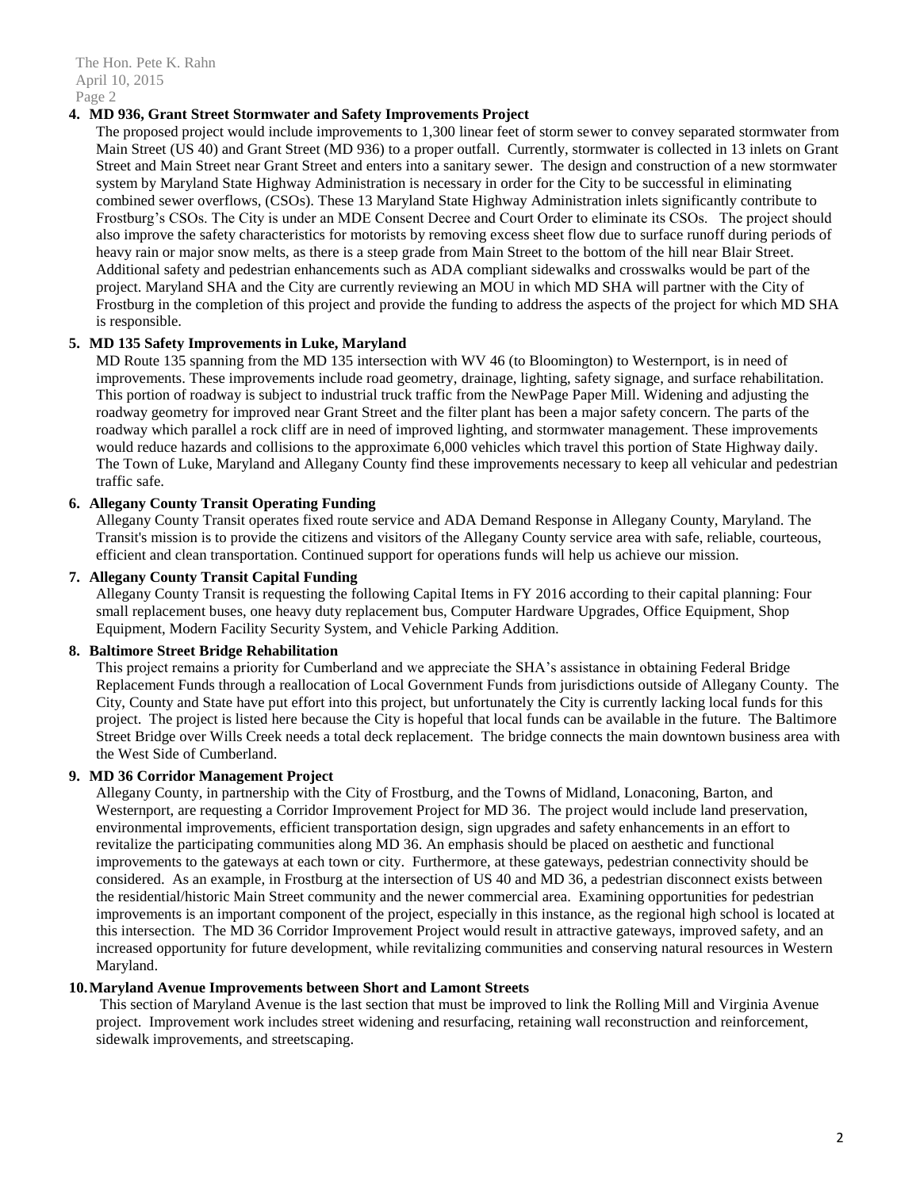**4. MD 936, Grant Street Stormwater and Safety Improvements Project**

The proposed project would include improvements to 1,300 linear feet of storm sewer to convey separated stormwater from Main Street (US 40) and Grant Street (MD 936) to a proper outfall. Currently, stormwater is collected in 13 inlets on Grant Street and Main Street near Grant Street and enters into a sanitary sewer. The design and construction of a new stormwater system by Maryland State Highway Administration is necessary in order for the City to be successful in eliminating combined sewer overflows, (CSOs). These 13 Maryland State Highway Administration inlets significantly contribute to Frostburg's CSOs. The City is under an MDE Consent Decree and Court Order to eliminate its CSOs. The project should also improve the safety characteristics for motorists by removing excess sheet flow due to surface runoff during periods of heavy rain or major snow melts, as there is a steep grade from Main Street to the bottom of the hill near Blair Street. Additional safety and pedestrian enhancements such as ADA compliant sidewalks and crosswalks would be part of the project. Maryland SHA and the City are currently reviewing an MOU in which MD SHA will partner with the City of Frostburg in the completion of this project and provide the funding to address the aspects of the project for which MD SHA is responsible.

**5. MD 135 Safety Improvements in Luke, Maryland**

MD Route 135 spanning from the MD 135 intersection with WV 46 (to Bloomington) to Westernport, is in need of improvements. These improvements include road geometry, drainage, lighting, safety signage, and surface rehabilitation. This portion of roadway is subject to industrial truck traffic from the NewPage Paper Mill. Widening and adjusting the roadway geometry for improved near Grant Street and the filter plant has been a major safety concern. The parts of the roadway which parallel a rock cliff are in need of improved lighting, and stormwater management. These improvements would reduce hazards and collisions to the approximate 6,000 vehicles which travel this portion of State Highway daily. The Town of Luke, Maryland and Allegany County find these improvements necessary to keep all vehicular and pedestrian traffic safe.

**6. Allegany County Transit Operating Funding**

Allegany County Transit operates fixed route service and ADA Demand Response in Allegany County, Maryland. The Transit's mission is to provide the citizens and visitors of the Allegany County service area with safe, reliable, courteous, efficient and clean transportation. Continued support for operations funds will help us achieve our mission.

**7. Allegany County Transit Capital Funding**

Allegany County Transit is requesting the following Capital Items in FY 2016 according to their capital planning: Four small replacement buses, one heavy duty replacement bus, Computer Hardware Upgrades, Office Equipment, Shop Equipment, Modern Facility Security System, and Vehicle Parking Addition.

**8. Baltimore Street Bridge Rehabilitation**

This project remains a priority for Cumberland and we appreciate the SHA's assistance in obtaining Federal Bridge Replacement Funds through a reallocation of Local Government Funds from jurisdictions outside of Allegany County. The City, County and State have put effort into this project, but unfortunately the City is currently lacking local funds for this project. The project is listed here because the City is hopeful that local funds can be available in the future. The Baltimore Street Bridge over Wills Creek needs a total deck replacement. The bridge connects the main downtown business area with the West Side of Cumberland.

**9. MD 36 Corridor Management Project**

Allegany County, in partnership with the City of Frostburg, and the Towns of Midland, Lonaconing, Barton, and Westernport, are requesting a Corridor Improvement Project for MD 36. The project would include land preservation, environmental improvements, efficient transportation design, sign upgrades and safety enhancements in an effort to revitalize the participating communities along MD 36. An emphasis should be placed on aesthetic and functional improvements to the gateways at each town or city. Furthermore, at these gateways, pedestrian connectivity should be considered. As an example, in Frostburg at the intersection of US 40 and MD 36, a pedestrian disconnect exists between the residential/historic Main Street community and the newer commercial area. Examining opportunities for pedestrian improvements is an important component of the project, especially in this instance, as the regional high school is located at this intersection. The MD 36 Corridor Improvement Project would result in attractive gateways, improved safety, and an increased opportunity for future development, while revitalizing communities and conserving natural resources in Western Maryland.

**10. Maryland Avenue Improvements between Short and Lamont Streets**

This section of Maryland Avenue is the last section that must be improved to link the Rolling Mill and Virginia Avenue project. Improvement work includes street widening and resurfacing, retaining wall reconstruction and reinforcement, sidewalk improvements, and streetscaping.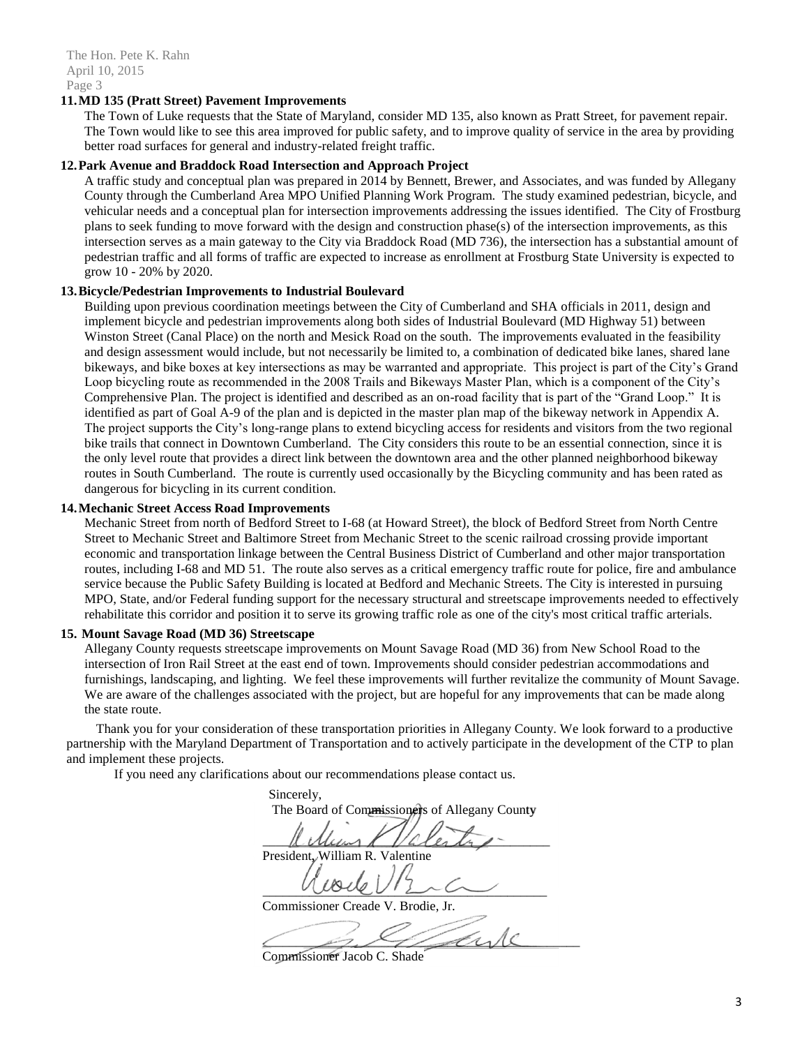**11. MD 135 (Pratt Street) Pavement Improvements**

The Town of Luke requests that the State of Maryland, consider MD 135, also known as Pratt Street, for pavement repair. The Town would like to see this area improved for public safety, and to improve quality of service in the area by providing better road surfaces for general and industry-related freight traffic.

**12. Park Avenue and Braddock Road Intersection and Approach Project**

A traffic study and conceptual plan was prepared in 2014 by Bennett, Brewer, and Associates, and was funded by Allegany County through the Cumberland Area MPO Unified Planning Work Program. The study examined pedestrian, bicycle, and vehicular needs and a conceptual plan for intersection improvements addressing the issues identified. The City of Frostburg plans to seek funding to move forward with the design and construction phase(s) of the intersection improvements, as this intersection serves as a main gateway to the City via Braddock Road (MD 736), the intersection has a substantial amount of pedestrian traffic and all forms of traffic are expected to increase as enrollment at Frostburg State University is expected to grow 10 - 20% by 2020.

**13. Bicycle/Pedestrian Improvements to Industrial Boulevard**

Building upon previous coordination meetings between the City of Cumberland and SHA officials in 2011, design and implement bicycle and pedestrian improvements along both sides of Industrial Boulevard (MD Highway 51) between Winston Street (Canal Place) on the north and Mesick Road on the south. The improvements evaluated in the feasibility and design assessment would include, but not necessarily be limited to, a combination of dedicated bike lanes, shared lane bikeways, and bike boxes at key intersections as may be warranted and appropriate. This project is part of the City's Grand Loop bicycling route as recommended in the 2008 Trails and Bikeways Master Plan, which is a component of the City's Comprehensive Plan. The project is identified and described as an on-road facility that is part of the "Grand Loop." It is identified as part of Goal A-9 of the plan and is depicted in the master plan map of the bikeway network in Appendix A. The project supports the City's long-range plans to extend bicycling access for residents and visitors from the two regional bike trails that connect in Downtown Cumberland. The City considers this route to be an essential connection, since it is the only level route that provides a direct link between the downtown area and the other planned neighborhood bikeway routes in South Cumberland. The route is currently used occasionally by the Bicycling community and has been rated as dangerous for bicycling in its current condition.

**14. Mechanic Street Access Road Improvements**

Mechanic Street from north of Bedford Street to I-68 (at Howard Street), the block of Bedford Street from North Centre Street to Mechanic Street and Baltimore Street from Mechanic Street to the scenic railroad crossing provide important economic and transportation linkage between the Central Business District of Cumberland and other major transportation routes, including I-68 and MD 51. The route also serves as a critical emergency traffic route for police, fire and ambulance service because the Public Safety Building is located at Bedford and Mechanic Streets. The City is interested in pursuing MPO, State, and/or Federal funding support for the necessary structural and streetscape improvements needed to effectively rehabilitate this corridor and position it to serve its growing traffic role as one of the city's most critical traffic arterials.

**15. Mount Savage Road (MD 36) Streetscape**

Allegany County requests streetscape improvements on Mount Savage Road (MD 36) from New School Road to the intersection of Iron Rail Street at the east end of town. Improvements should consider pedestrian accommodations and furnishings, landscaping, and lighting. We feel these improvements will further revitalize the community of Mount Savage. We are aware of the challenges associated with the project, but are hopeful for any improvements that can be made along the state route.

Thank you for your consideration of these transportation priorities in Allegany County. We look forward to a productive partnership with the Maryland Department of Transportation and to actively participate in the development of the CTP to plan and implement these projects.

If you need any clarifications about our recommendations please contact us.

Sincerely,
The Board of Commissioners of Allegany County

President, William R. Valentine

Commissioner Creade V. Brodie, Jr.

Commissioner Jacob C. Shade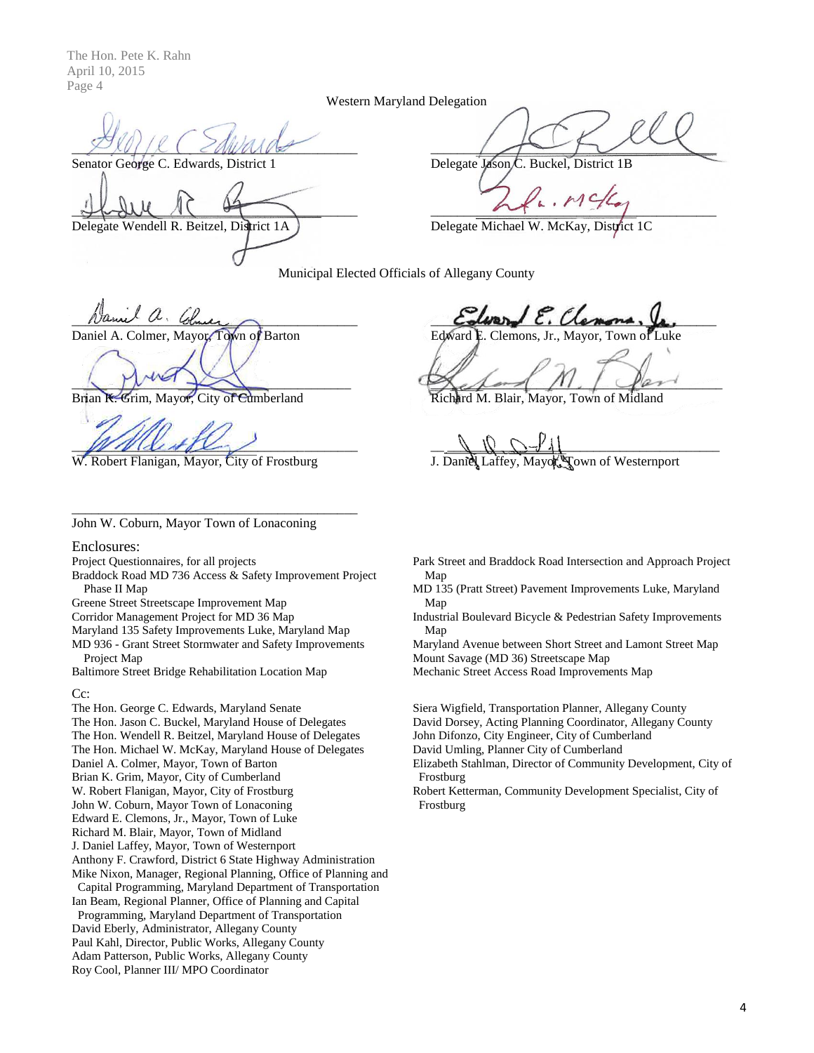Western Maryland Delegation

Senator George C. Edwards, District 1

Delegate Jason C. Buckel, District 1B

Delegate Wendell R. Beitzel, District 1A

Delegate Michael W. McKay, District 1C

Municipal Elected Officials of Allegany County

Daniel A. Colmer, Mayor, Town of Barton

Edward E. Clemons, Jr., Mayor, Town of Luke

Brian K. Grim, Mayor, City of Cumberland

Richard M. Blair, Mayor, Town of Midland

W. Robert Flanigan, Mayor, City of Frostburg

J. Daniel Laffey, Mayor, Town of Westernport

John W. Coburn, Mayor Town of Lonaconing

Enclosures:

- Project Questionnaires, for all projects
- Braddock Road MD 736 Access & Safety Improvement Project Phase II Map
- Greene Street Streetscape Improvement Map
- Corridor Management Project for MD 36 Map
- Maryland 135 Safety Improvements Luke, Maryland Map
- MD 936 - Grant Street Stormwater and Safety Improvements Project Map
- Baltimore Street Bridge Rehabilitation Location Map
- Park Street and Braddock Road Intersection and Approach Project Map
- MD 135 (Pratt Street) Pavement Improvements Luke, Maryland Map
- Industrial Boulevard Bicycle & Pedestrian Safety Improvements Map
- Maryland Avenue between Short Street and Lamont Street Map
- Mount Savage (MD 36) Streetscape Map
- Mechanic Street Access Road Improvements Map

Cc:

The Hon. George C. Edwards, Maryland Senate
The Hon. Jason C. Buckel, Maryland House of Delegates
The Hon. Wendell R. Beitzel, Maryland House of Delegates
The Hon. Michael W. McKay, Maryland House of Delegates
Daniel A. Colmer, Mayor, Town of Barton
Brian K. Grim, Mayor, City of Cumberland
W. Robert Flanigan, Mayor, City of Frostburg
John W. Coburn, Mayor Town of Lonaconing
Edward E. Clemons, Jr., Mayor, Town of Luke
Richard M. Blair, Mayor, Town of Midland
J. Daniel Laffey, Mayor, Town of Westernport
Anthony F. Crawford, District 6 State Highway Administration
Mike Nixon, Manager, Regional Planning, Office of Planning and Capital Programming, Maryland Department of Transportation
Ian Beam, Regional Planner, Office of Planning and Capital Programming, Maryland Department of Transportation
David Eberly, Administrator, Allegany County
Paul Kahl, Director, Public Works, Allegany County
Adam Patterson, Public Works, Allegany County
Roy Cool, Planner III/ MPO Coordinator
Siera Wigfield, Transportation Planner, Allegany County
David Dorsey, Acting Planning Coordinator, Allegany County
John Difonzo, City Engineer, City of Cumberland
David Umling, Planner City of Cumberland
Elizabeth Stahlman, Director of Community Development, City of Frostburg
Robert Ketterman, Community Development Specialist, City of Frostburg